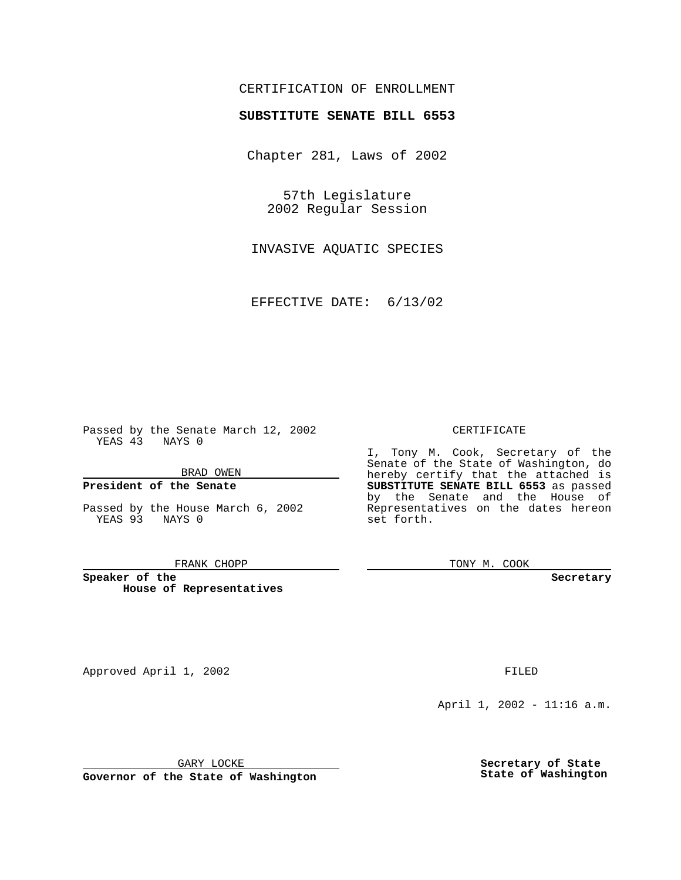CERTIFICATION OF ENROLLMENT

**SUBSTITUTE SENATE BILL 6553**

Chapter 281, Laws of 2002

57th Legislature
2002 Regular Session

INVASIVE AQUATIC SPECIES

EFFECTIVE DATE: 6/13/02

Passed by the Senate March 12, 2002
YEAS 43 NAYS 0

BRAD OWEN

**President of the Senate**

Passed by the House March 6, 2002
YEAS 93 NAYS 0

FRANK CHOPP

**Speaker of the House of Representatives**

CERTIFICATE

I, Tony M. Cook, Secretary of the Senate of the State of Washington, do hereby certify that the attached is **SUBSTITUTE SENATE BILL 6553** as passed by the Senate and the House of Representatives on the dates hereon set forth.

TONY M. COOK

**Secretary**

Approved April 1, 2002

GARY LOCKE

**Governor of the State of Washington**

FILED

April 1, 2002 - 11:16 a.m.

**Secretary of State**
**State of Washington**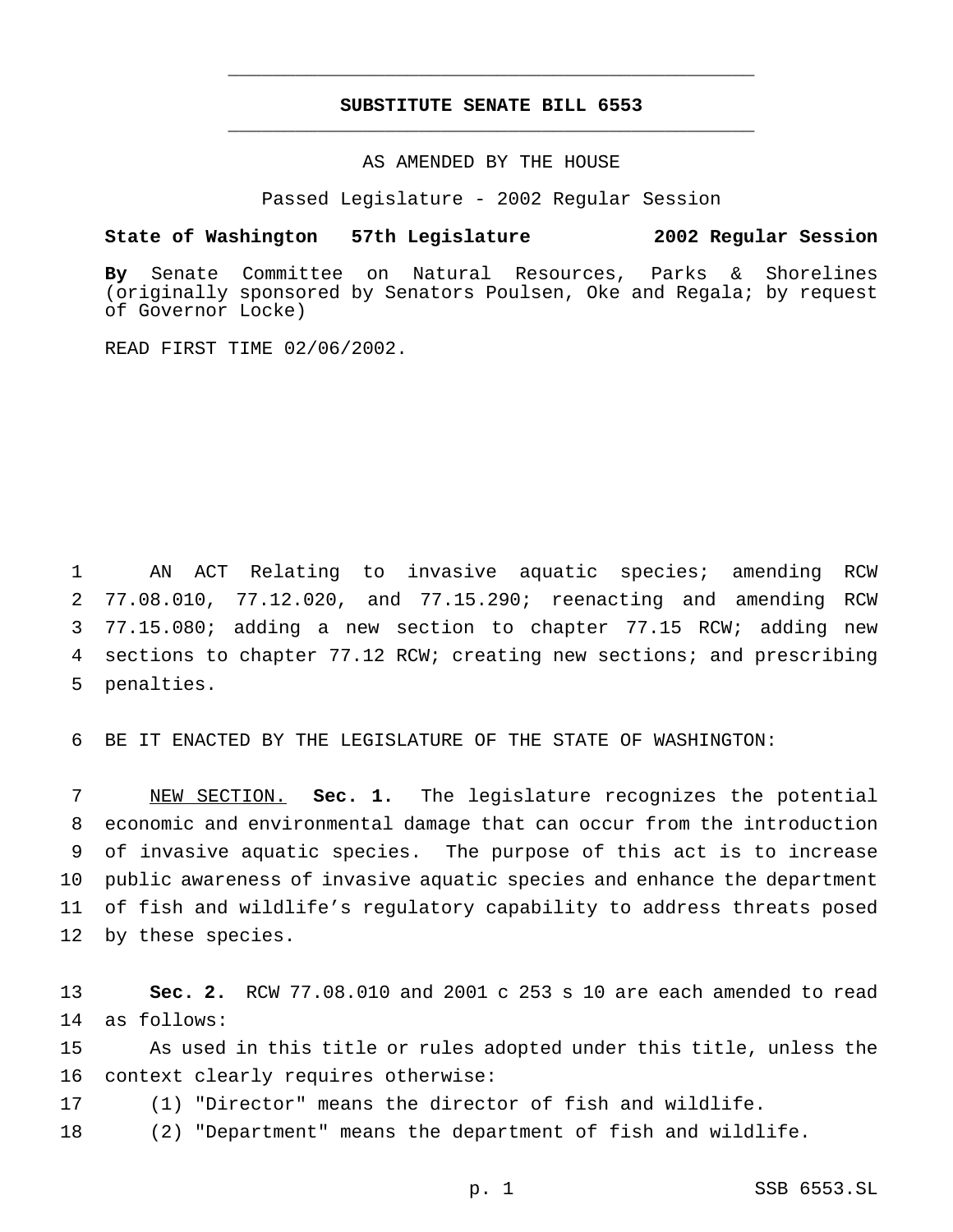# SUBSTITUTE SENATE BILL 6553

AS AMENDED BY THE HOUSE

Passed Legislature - 2002 Regular Session

**State of Washington 57th Legislature 2002 Regular Session**

**By** Senate Committee on Natural Resources, Parks & Shorelines (originally sponsored by Senators Poulsen, Oke and Regala; by request of Governor Locke)

READ FIRST TIME 02/06/2002.

1 AN ACT Relating to invasive aquatic species; amending RCW
2 77.08.010, 77.12.020, and 77.15.290; reenacting and amending RCW
3 77.15.080; adding a new section to chapter 77.15 RCW; adding new
4 sections to chapter 77.12 RCW; creating new sections; and prescribing
5 penalties.

6 BE IT ENACTED BY THE LEGISLATURE OF THE STATE OF WASHINGTON:

7 NEW SECTION. **Sec. 1.** The legislature recognizes the potential
8 economic and environmental damage that can occur from the introduction
9 of invasive aquatic species. The purpose of this act is to increase
10 public awareness of invasive aquatic species and enhance the department
11 of fish and wildlife's regulatory capability to address threats posed
12 by these species.

13 **Sec. 2.** RCW 77.08.010 and 2001 c 253 s 10 are each amended to read
14 as follows:

15 As used in this title or rules adopted under this title, unless the
16 context clearly requires otherwise:

17 (1) "Director" means the director of fish and wildlife.

18 (2) "Department" means the department of fish and wildlife.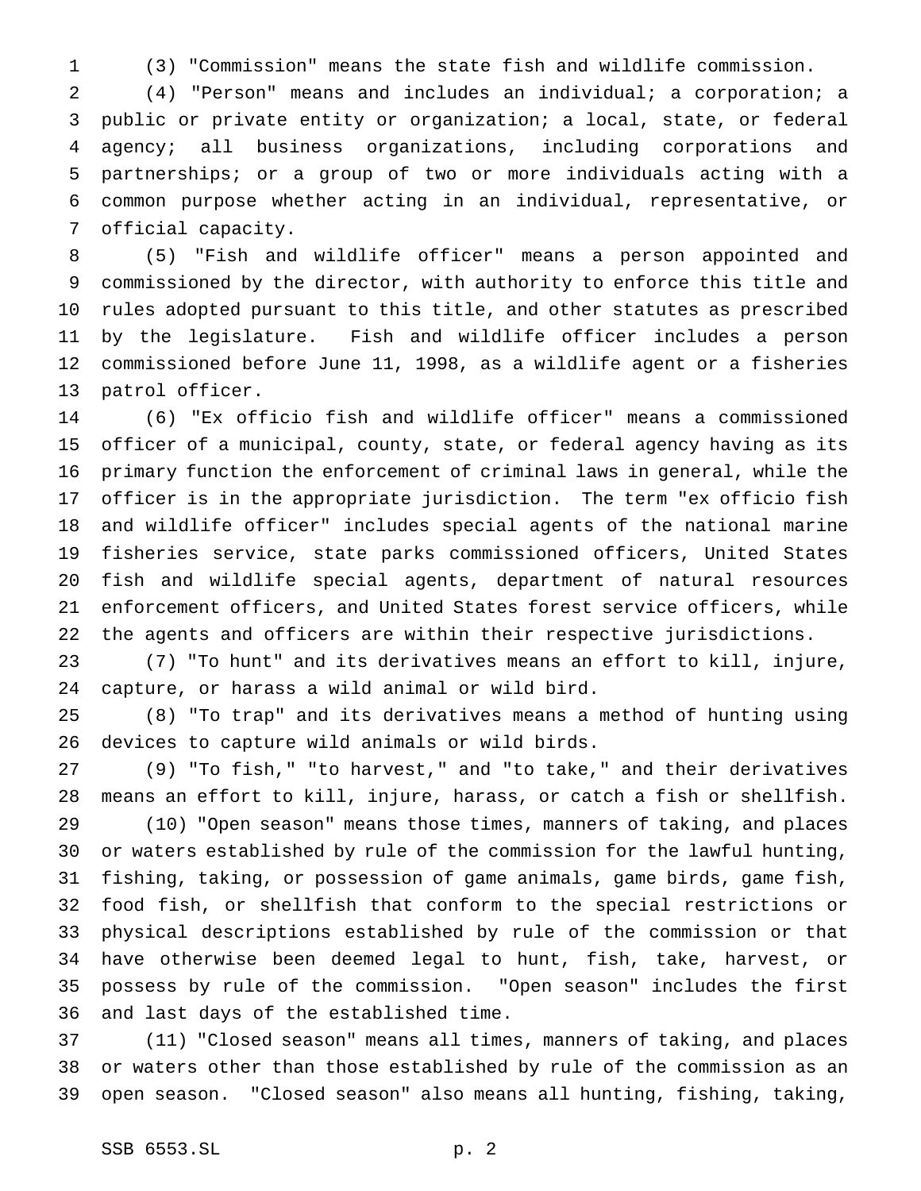(3) "Commission" means the state fish and wildlife commission.

(4) "Person" means and includes an individual; a corporation; a public or private entity or organization; a local, state, or federal agency; all business organizations, including corporations and partnerships; or a group of two or more individuals acting with a common purpose whether acting in an individual, representative, or official capacity.

(5) "Fish and wildlife officer" means a person appointed and commissioned by the director, with authority to enforce this title and rules adopted pursuant to this title, and other statutes as prescribed by the legislature. Fish and wildlife officer includes a person commissioned before June 11, 1998, as a wildlife agent or a fisheries patrol officer.

(6) "Ex officio fish and wildlife officer" means a commissioned officer of a municipal, county, state, or federal agency having as its primary function the enforcement of criminal laws in general, while the officer is in the appropriate jurisdiction. The term "ex officio fish and wildlife officer" includes special agents of the national marine fisheries service, state parks commissioned officers, United States fish and wildlife special agents, department of natural resources enforcement officers, and United States forest service officers, while the agents and officers are within their respective jurisdictions.

(7) "To hunt" and its derivatives means an effort to kill, injure, capture, or harass a wild animal or wild bird.

(8) "To trap" and its derivatives means a method of hunting using devices to capture wild animals or wild birds.

(9) "To fish," "to harvest," and "to take," and their derivatives means an effort to kill, injure, harass, or catch a fish or shellfish.

(10) "Open season" means those times, manners of taking, and places or waters established by rule of the commission for the lawful hunting, fishing, taking, or possession of game animals, game birds, game fish, food fish, or shellfish that conform to the special restrictions or physical descriptions established by rule of the commission or that have otherwise been deemed legal to hunt, fish, take, harvest, or possess by rule of the commission. "Open season" includes the first and last days of the established time.

(11) "Closed season" means all times, manners of taking, and places or waters other than those established by rule of the commission as an open season. "Closed season" also means all hunting, fishing, taking,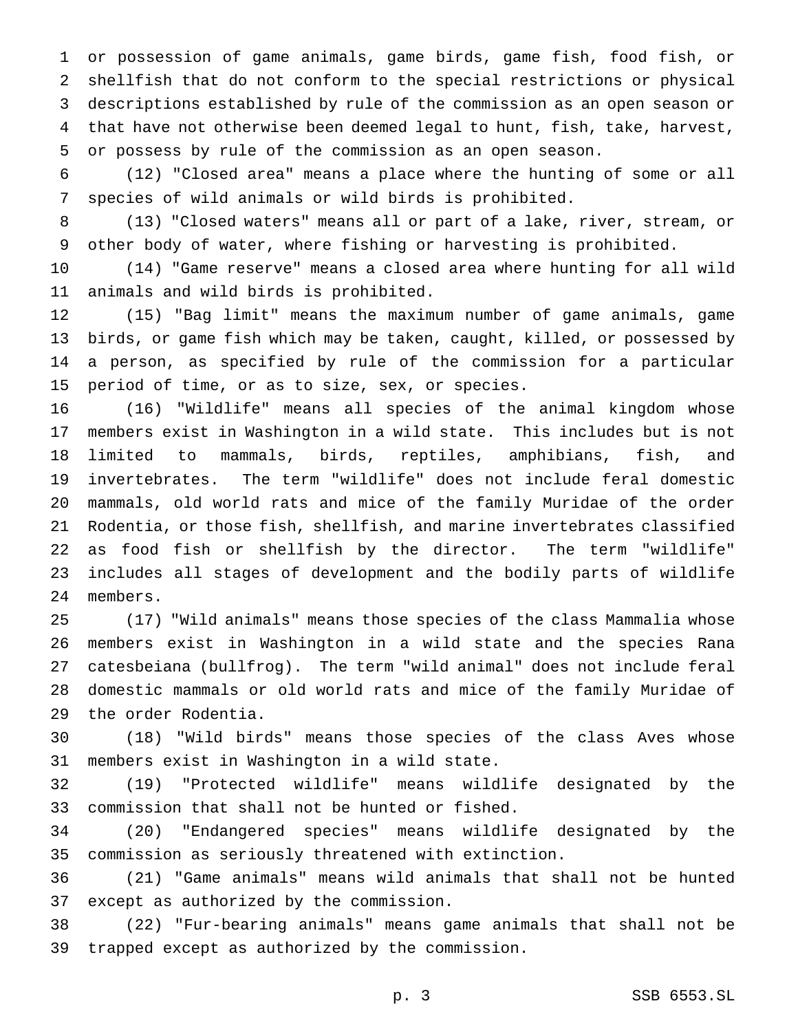or possession of game animals, game birds, game fish, food fish, or shellfish that do not conform to the special restrictions or physical descriptions established by rule of the commission as an open season or that have not otherwise been deemed legal to hunt, fish, take, harvest, or possess by rule of the commission as an open season.

(12) "Closed area" means a place where the hunting of some or all species of wild animals or wild birds is prohibited.

(13) "Closed waters" means all or part of a lake, river, stream, or other body of water, where fishing or harvesting is prohibited.

(14) "Game reserve" means a closed area where hunting for all wild animals and wild birds is prohibited.

(15) "Bag limit" means the maximum number of game animals, game birds, or game fish which may be taken, caught, killed, or possessed by a person, as specified by rule of the commission for a particular period of time, or as to size, sex, or species.

(16) "Wildlife" means all species of the animal kingdom whose members exist in Washington in a wild state. This includes but is not limited to mammals, birds, reptiles, amphibians, fish, and invertebrates. The term "wildlife" does not include feral domestic mammals, old world rats and mice of the family Muridae of the order Rodentia, or those fish, shellfish, and marine invertebrates classified as food fish or shellfish by the director. The term "wildlife" includes all stages of development and the bodily parts of wildlife members.

(17) "Wild animals" means those species of the class Mammalia whose members exist in Washington in a wild state and the species Rana catesbeiana (bullfrog). The term "wild animal" does not include feral domestic mammals or old world rats and mice of the family Muridae of the order Rodentia.

(18) "Wild birds" means those species of the class Aves whose members exist in Washington in a wild state.

(19) "Protected wildlife" means wildlife designated by the commission that shall not be hunted or fished.

(20) "Endangered species" means wildlife designated by the commission as seriously threatened with extinction.

(21) "Game animals" means wild animals that shall not be hunted except as authorized by the commission.

(22) "Fur-bearing animals" means game animals that shall not be trapped except as authorized by the commission.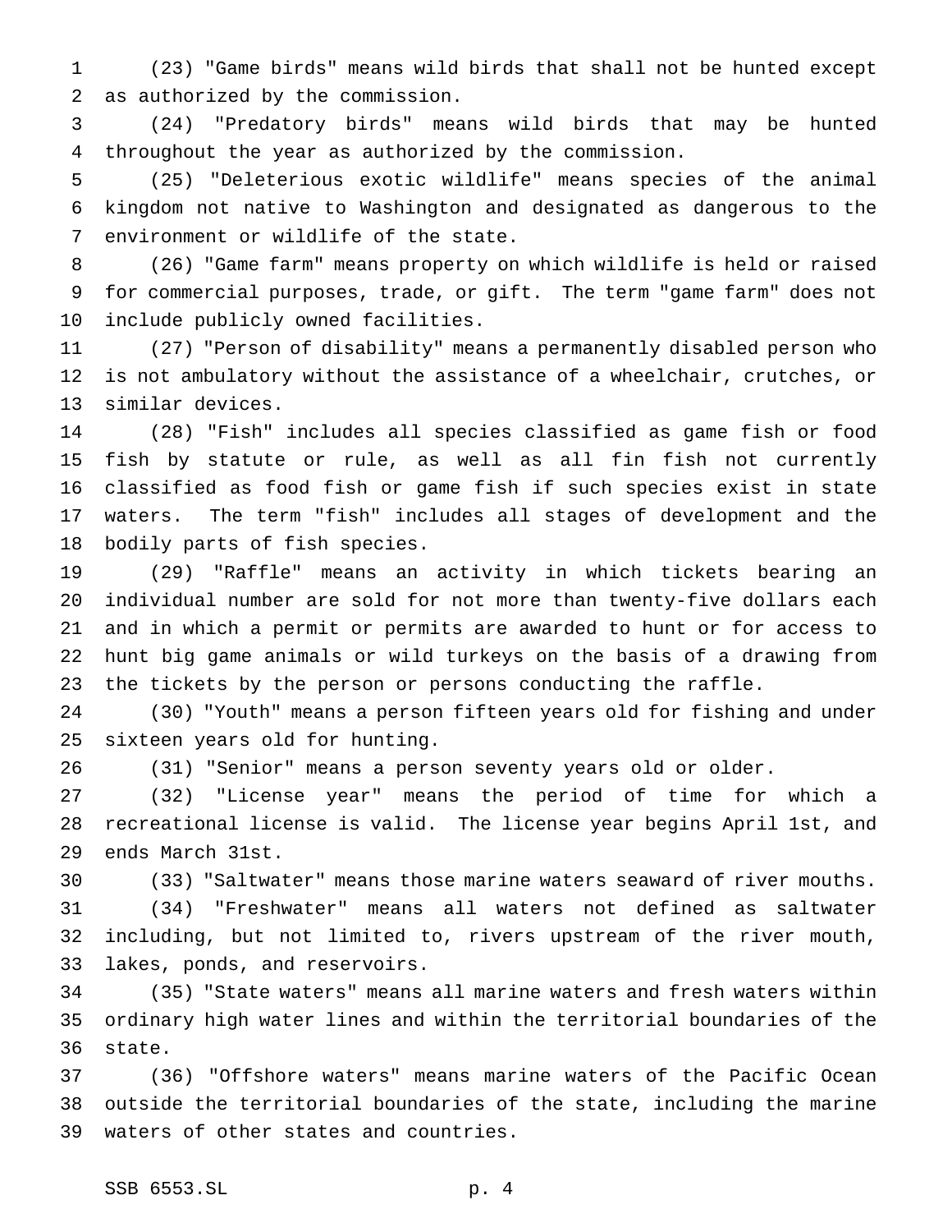(23) "Game birds" means wild birds that shall not be hunted except as authorized by the commission.

(24) "Predatory birds" means wild birds that may be hunted throughout the year as authorized by the commission.

(25) "Deleterious exotic wildlife" means species of the animal kingdom not native to Washington and designated as dangerous to the environment or wildlife of the state.

(26) "Game farm" means property on which wildlife is held or raised for commercial purposes, trade, or gift. The term "game farm" does not include publicly owned facilities.

(27) "Person of disability" means a permanently disabled person who is not ambulatory without the assistance of a wheelchair, crutches, or similar devices.

(28) "Fish" includes all species classified as game fish or food fish by statute or rule, as well as all fin fish not currently classified as food fish or game fish if such species exist in state waters. The term "fish" includes all stages of development and the bodily parts of fish species.

(29) "Raffle" means an activity in which tickets bearing an individual number are sold for not more than twenty-five dollars each and in which a permit or permits are awarded to hunt or for access to hunt big game animals or wild turkeys on the basis of a drawing from the tickets by the person or persons conducting the raffle.

(30) "Youth" means a person fifteen years old for fishing and under sixteen years old for hunting.

(31) "Senior" means a person seventy years old or older.

(32) "License year" means the period of time for which a recreational license is valid. The license year begins April 1st, and ends March 31st.

(33) "Saltwater" means those marine waters seaward of river mouths.

(34) "Freshwater" means all waters not defined as saltwater including, but not limited to, rivers upstream of the river mouth, lakes, ponds, and reservoirs.

(35) "State waters" means all marine waters and fresh waters within ordinary high water lines and within the territorial boundaries of the state.

(36) "Offshore waters" means marine waters of the Pacific Ocean outside the territorial boundaries of the state, including the marine waters of other states and countries.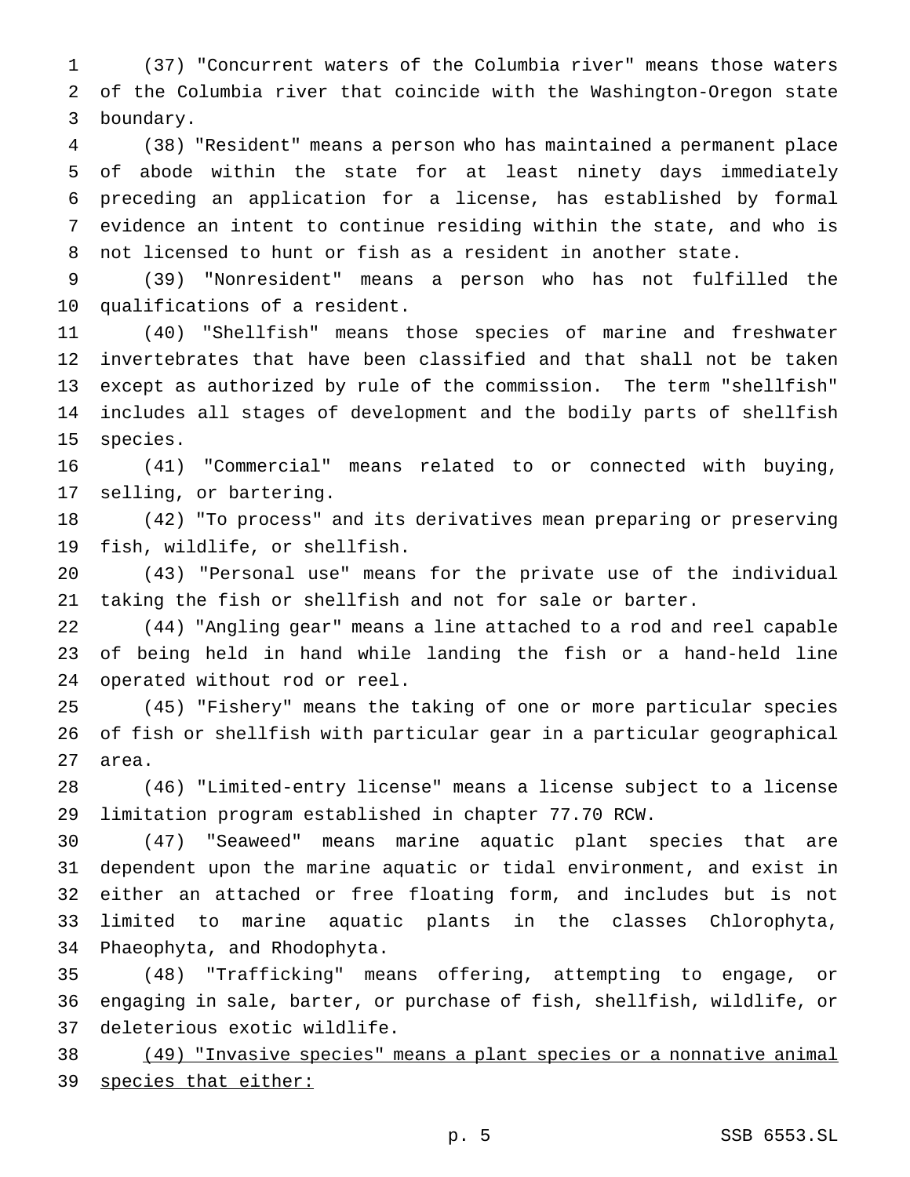(37) "Concurrent waters of the Columbia river" means those waters of the Columbia river that coincide with the Washington-Oregon state boundary.

(38) "Resident" means a person who has maintained a permanent place of abode within the state for at least ninety days immediately preceding an application for a license, has established by formal evidence an intent to continue residing within the state, and who is not licensed to hunt or fish as a resident in another state.

(39) "Nonresident" means a person who has not fulfilled the qualifications of a resident.

(40) "Shellfish" means those species of marine and freshwater invertebrates that have been classified and that shall not be taken except as authorized by rule of the commission. The term "shellfish" includes all stages of development and the bodily parts of shellfish species.

(41) "Commercial" means related to or connected with buying, selling, or bartering.

(42) "To process" and its derivatives mean preparing or preserving fish, wildlife, or shellfish.

(43) "Personal use" means for the private use of the individual taking the fish or shellfish and not for sale or barter.

(44) "Angling gear" means a line attached to a rod and reel capable of being held in hand while landing the fish or a hand-held line operated without rod or reel.

(45) "Fishery" means the taking of one or more particular species of fish or shellfish with particular gear in a particular geographical area.

(46) "Limited-entry license" means a license subject to a license limitation program established in chapter 77.70 RCW.

(47) "Seaweed" means marine aquatic plant species that are dependent upon the marine aquatic or tidal environment, and exist in either an attached or free floating form, and includes but is not limited to marine aquatic plants in the classes Chlorophyta, Phaeophyta, and Rhodophyta.

(48) "Trafficking" means offering, attempting to engage, or engaging in sale, barter, or purchase of fish, shellfish, wildlife, or deleterious exotic wildlife.

(49) "Invasive species" means a plant species or a nonnative animal species that either: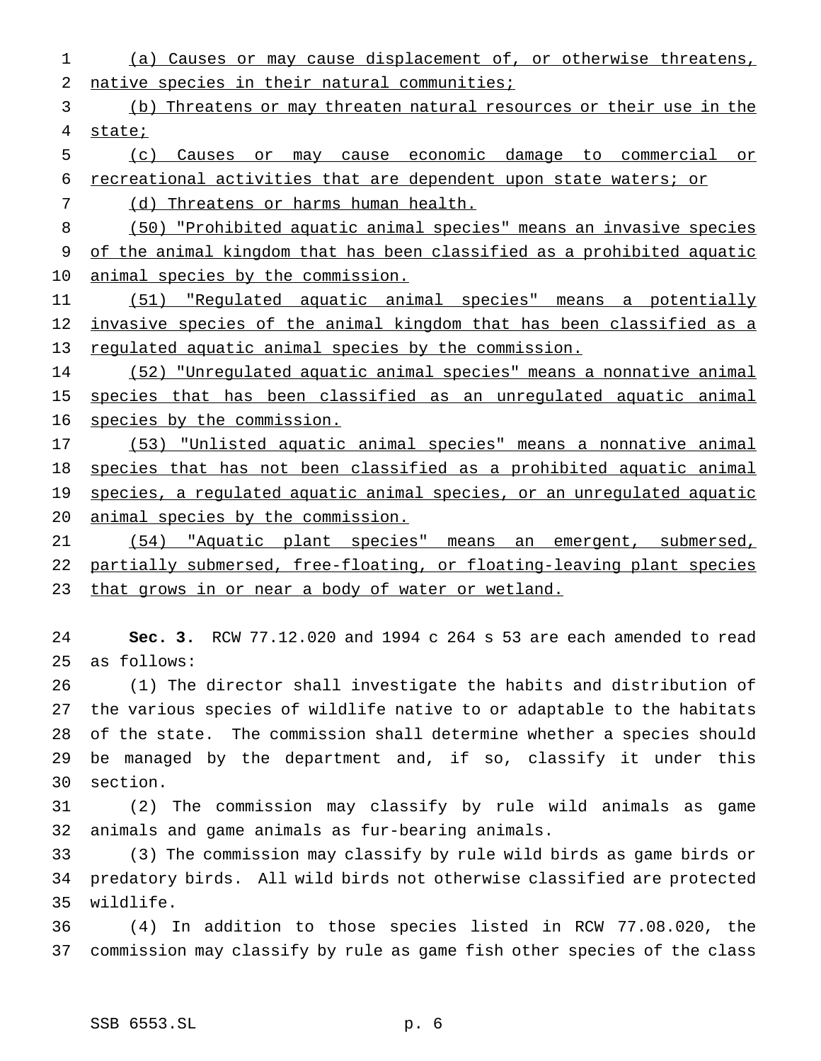(a) Causes or may cause displacement of, or otherwise threatens, native species in their natural communities;

(b) Threatens or may threaten natural resources or their use in the state;

(c) Causes or may cause economic damage to commercial or recreational activities that are dependent upon state waters; or

(d) Threatens or harms human health.

(50) "Prohibited aquatic animal species" means an invasive species of the animal kingdom that has been classified as a prohibited aquatic animal species by the commission.

(51) "Regulated aquatic animal species" means a potentially invasive species of the animal kingdom that has been classified as a regulated aquatic animal species by the commission.

(52) "Unregulated aquatic animal species" means a nonnative animal species that has been classified as an unregulated aquatic animal species by the commission.

(53) "Unlisted aquatic animal species" means a nonnative animal species that has not been classified as a prohibited aquatic animal species, a regulated aquatic animal species, or an unregulated aquatic animal species by the commission.

(54) "Aquatic plant species" means an emergent, submersed, partially submersed, free-floating, or floating-leaving plant species that grows in or near a body of water or wetland.

**Sec. 3.** RCW 77.12.020 and 1994 c 264 s 53 are each amended to read as follows:

(1) The director shall investigate the habits and distribution of the various species of wildlife native to or adaptable to the habitats of the state. The commission shall determine whether a species should be managed by the department and, if so, classify it under this section.

(2) The commission may classify by rule wild animals as game animals and game animals as fur-bearing animals.

(3) The commission may classify by rule wild birds as game birds or predatory birds. All wild birds not otherwise classified are protected wildlife.

(4) In addition to those species listed in RCW 77.08.020, the commission may classify by rule as game fish other species of the class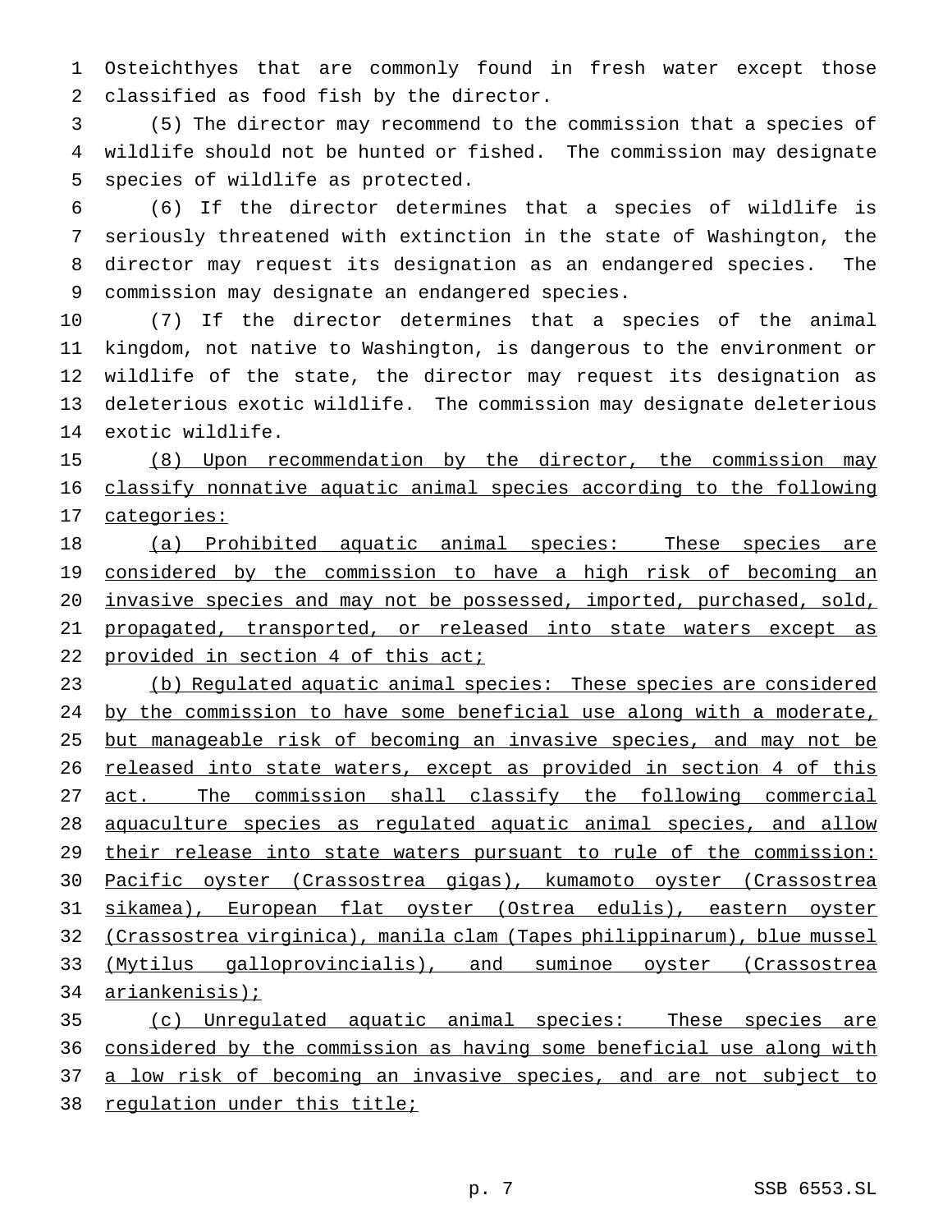Osteichthyes that are commonly found in fresh water except those classified as food fish by the director.

(5) The director may recommend to the commission that a species of wildlife should not be hunted or fished. The commission may designate species of wildlife as protected.

(6) If the director determines that a species of wildlife is seriously threatened with extinction in the state of Washington, the director may request its designation as an endangered species. The commission may designate an endangered species.

(7) If the director determines that a species of the animal kingdom, not native to Washington, is dangerous to the environment or wildlife of the state, the director may request its designation as deleterious exotic wildlife. The commission may designate deleterious exotic wildlife.

<u>(8) Upon recommendation by the director, the commission may classify nonnative aquatic animal species according to the following categories:</u>

<u>(a) Prohibited aquatic animal species: These species are considered by the commission to have a high risk of becoming an invasive species and may not be possessed, imported, purchased, sold, propagated, transported, or released into state waters except as provided in section 4 of this act;</u>

<u>(b) Regulated aquatic animal species: These species are considered by the commission to have some beneficial use along with a moderate, but manageable risk of becoming an invasive species, and may not be released into state waters, except as provided in section 4 of this act. The commission shall classify the following commercial aquaculture species as regulated aquatic animal species, and allow their release into state waters pursuant to rule of the commission: Pacific oyster (Crassostrea gigas), kumamoto oyster (Crassostrea sikamea), European flat oyster (Ostrea edulis), eastern oyster (Crassostrea virginica), manila clam (Tapes philippinarum), blue mussel (Mytilus galloprovincialis), and suminoe oyster (Crassostrea ariankenisis);</u>

<u>(c) Unregulated aquatic animal species: These species are considered by the commission as having some beneficial use along with a low risk of becoming an invasive species, and are not subject to regulation under this title;</u>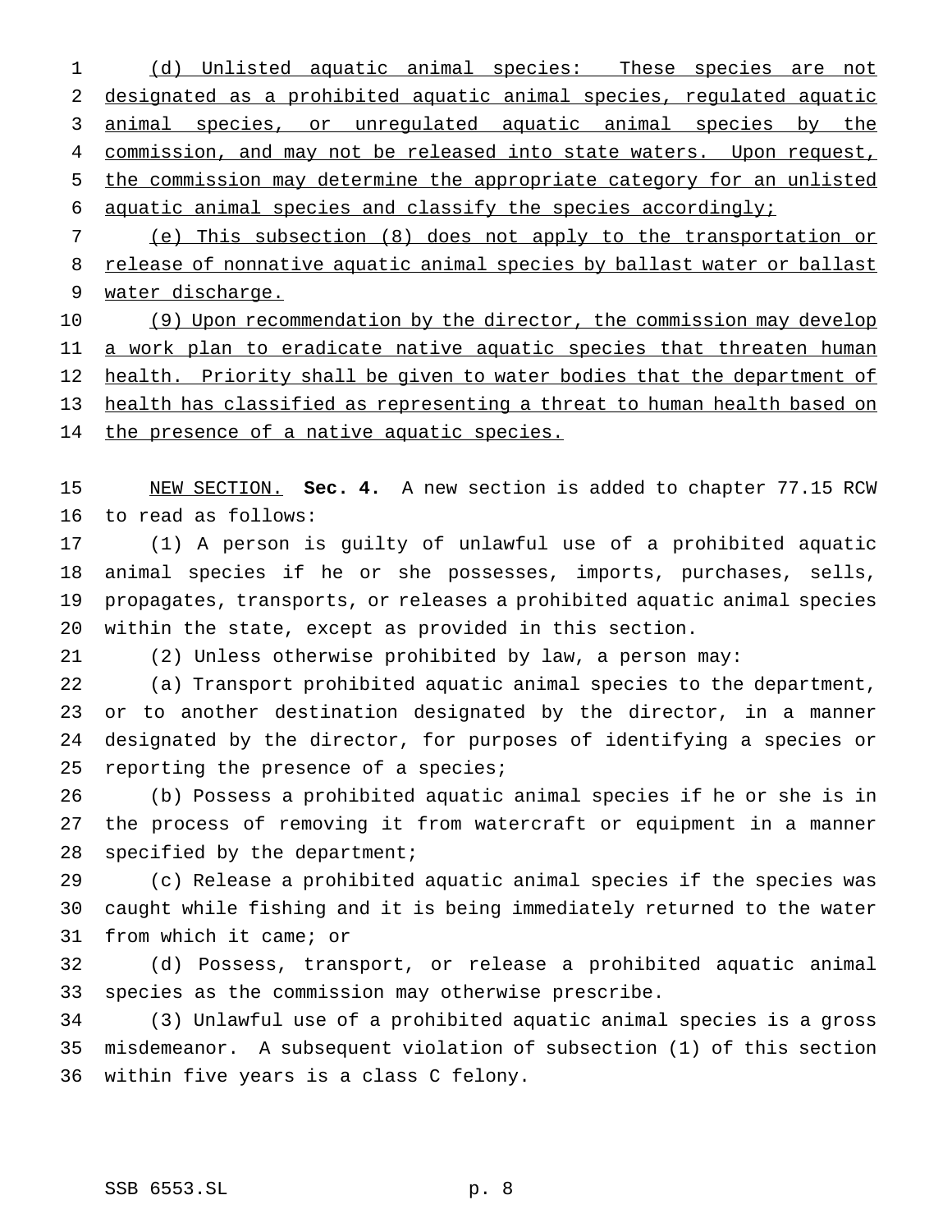(d) Unlisted aquatic animal species: These species are not designated as a prohibited aquatic animal species, regulated aquatic animal species, or unregulated aquatic animal species by the commission, and may not be released into state waters. Upon request, the commission may determine the appropriate category for an unlisted aquatic animal species and classify the species accordingly;

(e) This subsection (8) does not apply to the transportation or release of nonnative aquatic animal species by ballast water or ballast water discharge.

(9) Upon recommendation by the director, the commission may develop a work plan to eradicate native aquatic species that threaten human health. Priority shall be given to water bodies that the department of health has classified as representing a threat to human health based on the presence of a native aquatic species.

NEW SECTION. **Sec. 4.** A new section is added to chapter 77.15 RCW to read as follows:

(1) A person is guilty of unlawful use of a prohibited aquatic animal species if he or she possesses, imports, purchases, sells, propagates, transports, or releases a prohibited aquatic animal species within the state, except as provided in this section.

(2) Unless otherwise prohibited by law, a person may:

(a) Transport prohibited aquatic animal species to the department, or to another destination designated by the director, in a manner designated by the director, for purposes of identifying a species or reporting the presence of a species;

(b) Possess a prohibited aquatic animal species if he or she is in the process of removing it from watercraft or equipment in a manner specified by the department;

(c) Release a prohibited aquatic animal species if the species was caught while fishing and it is being immediately returned to the water from which it came; or

(d) Possess, transport, or release a prohibited aquatic animal species as the commission may otherwise prescribe.

(3) Unlawful use of a prohibited aquatic animal species is a gross misdemeanor. A subsequent violation of subsection (1) of this section within five years is a class C felony.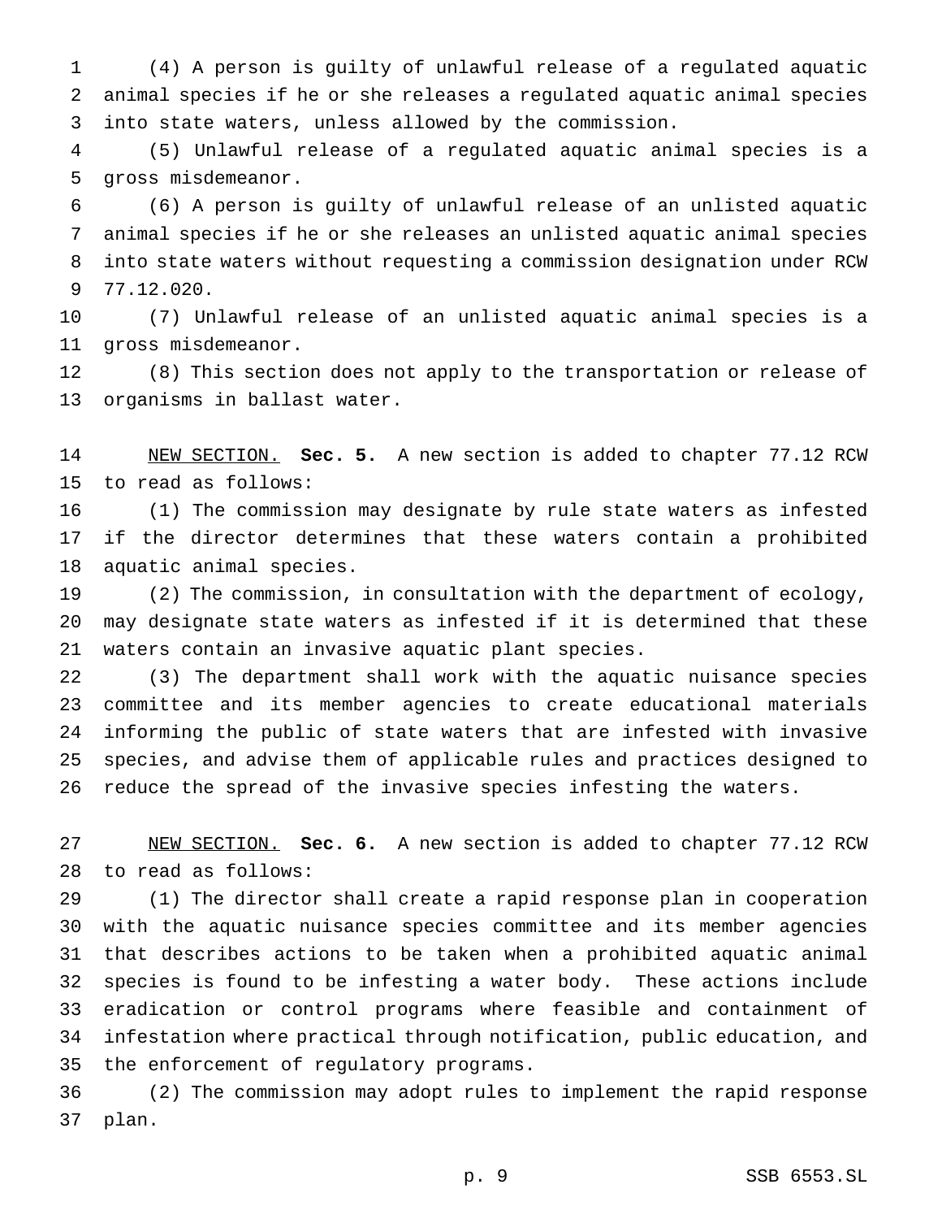(4) A person is guilty of unlawful release of a regulated aquatic animal species if he or she releases a regulated aquatic animal species into state waters, unless allowed by the commission.

(5) Unlawful release of a regulated aquatic animal species is a gross misdemeanor.

(6) A person is guilty of unlawful release of an unlisted aquatic animal species if he or she releases an unlisted aquatic animal species into state waters without requesting a commission designation under RCW 77.12.020.

(7) Unlawful release of an unlisted aquatic animal species is a gross misdemeanor.

(8) This section does not apply to the transportation or release of organisms in ballast water.

NEW SECTION. **Sec. 5.** A new section is added to chapter 77.12 RCW to read as follows:

(1) The commission may designate by rule state waters as infested if the director determines that these waters contain a prohibited aquatic animal species.

(2) The commission, in consultation with the department of ecology, may designate state waters as infested if it is determined that these waters contain an invasive aquatic plant species.

(3) The department shall work with the aquatic nuisance species committee and its member agencies to create educational materials informing the public of state waters that are infested with invasive species, and advise them of applicable rules and practices designed to reduce the spread of the invasive species infesting the waters.

NEW SECTION. **Sec. 6.** A new section is added to chapter 77.12 RCW to read as follows:

(1) The director shall create a rapid response plan in cooperation with the aquatic nuisance species committee and its member agencies that describes actions to be taken when a prohibited aquatic animal species is found to be infesting a water body. These actions include eradication or control programs where feasible and containment of infestation where practical through notification, public education, and the enforcement of regulatory programs.

(2) The commission may adopt rules to implement the rapid response plan.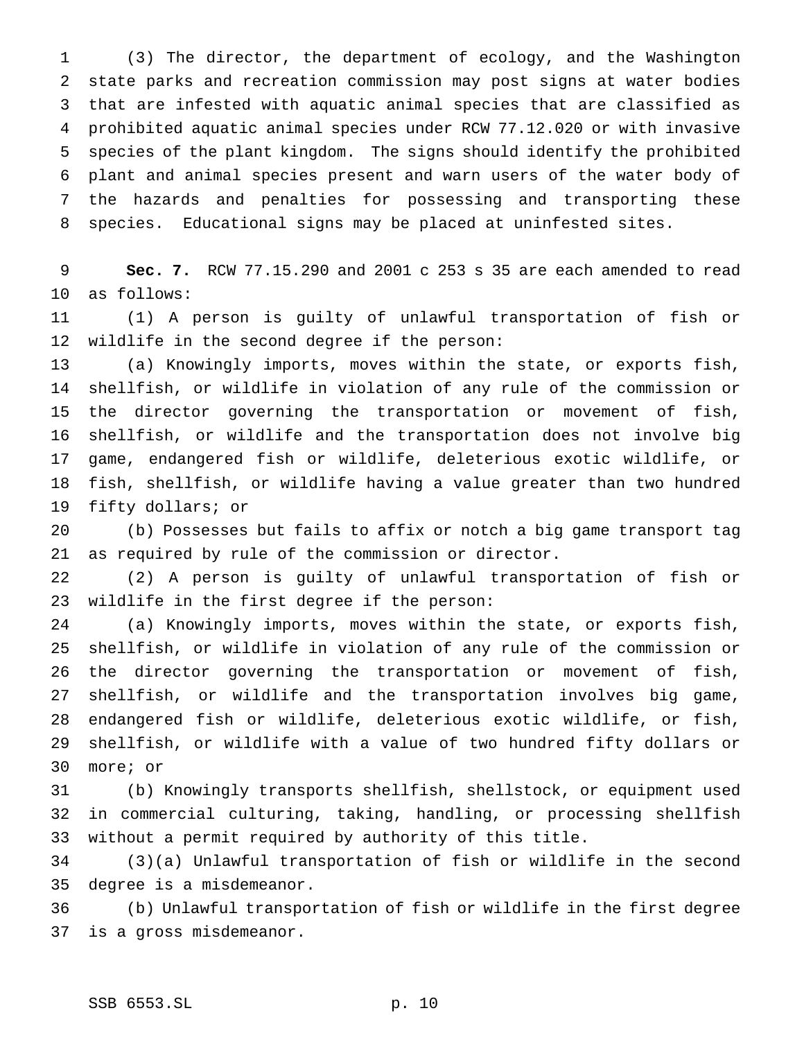(3) The director, the department of ecology, and the Washington state parks and recreation commission may post signs at water bodies that are infested with aquatic animal species that are classified as prohibited aquatic animal species under RCW 77.12.020 or with invasive species of the plant kingdom. The signs should identify the prohibited plant and animal species present and warn users of the water body of the hazards and penalties for possessing and transporting these species. Educational signs may be placed at uninfested sites.

**Sec. 7.** RCW 77.15.290 and 2001 c 253 s 35 are each amended to read as follows:

(1) A person is guilty of unlawful transportation of fish or wildlife in the second degree if the person:

(a) Knowingly imports, moves within the state, or exports fish, shellfish, or wildlife in violation of any rule of the commission or the director governing the transportation or movement of fish, shellfish, or wildlife and the transportation does not involve big game, endangered fish or wildlife, deleterious exotic wildlife, or fish, shellfish, or wildlife having a value greater than two hundred fifty dollars; or

(b) Possesses but fails to affix or notch a big game transport tag as required by rule of the commission or director.

(2) A person is guilty of unlawful transportation of fish or wildlife in the first degree if the person:

(a) Knowingly imports, moves within the state, or exports fish, shellfish, or wildlife in violation of any rule of the commission or the director governing the transportation or movement of fish, shellfish, or wildlife and the transportation involves big game, endangered fish or wildlife, deleterious exotic wildlife, or fish, shellfish, or wildlife with a value of two hundred fifty dollars or more; or

(b) Knowingly transports shellfish, shellstock, or equipment used in commercial culturing, taking, handling, or processing shellfish without a permit required by authority of this title.

(3)(a) Unlawful transportation of fish or wildlife in the second degree is a misdemeanor.

(b) Unlawful transportation of fish or wildlife in the first degree is a gross misdemeanor.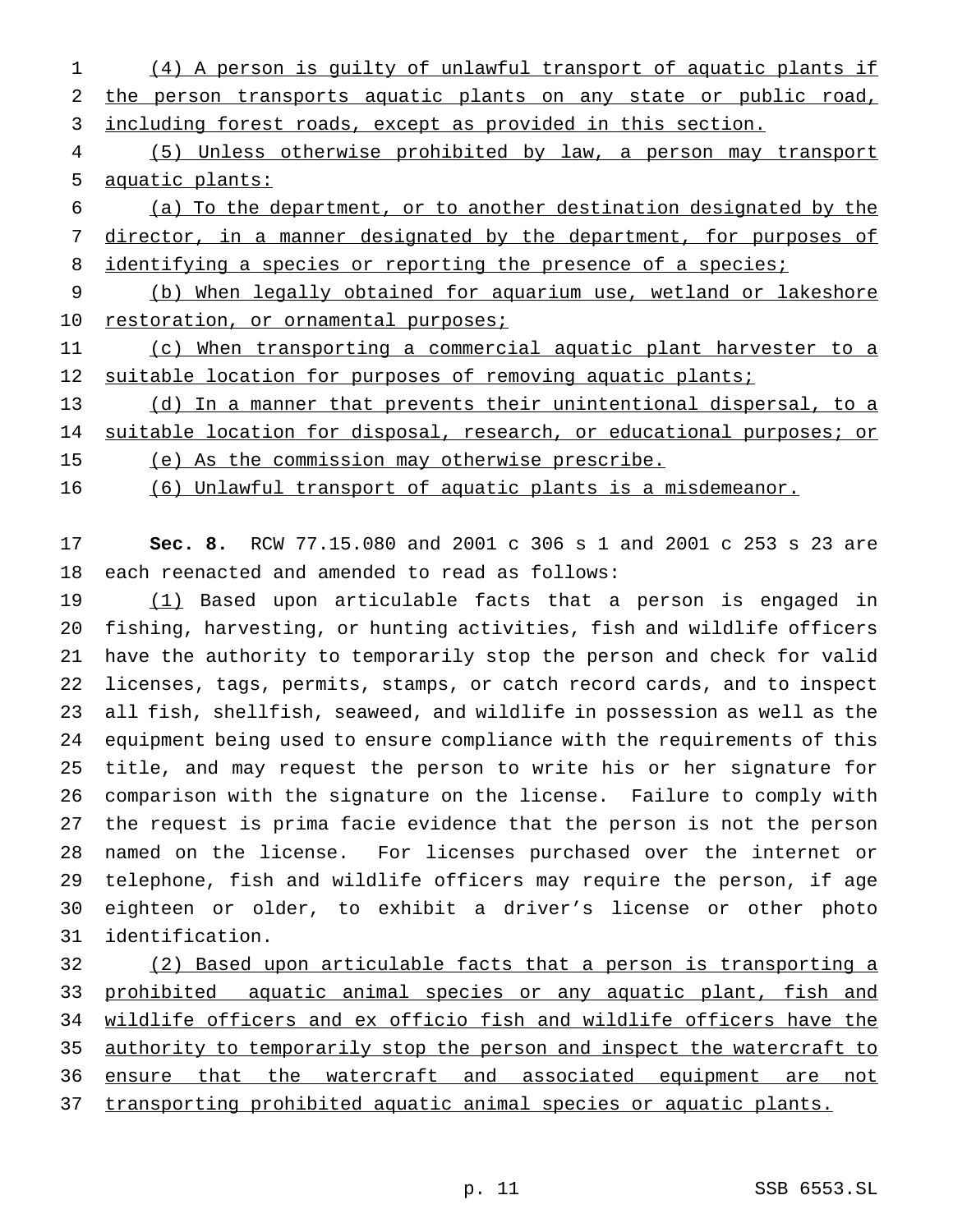(4) A person is guilty of unlawful transport of aquatic plants if the person transports aquatic plants on any state or public road, including forest roads, except as provided in this section.

(5) Unless otherwise prohibited by law, a person may transport aquatic plants:

(a) To the department, or to another destination designated by the director, in a manner designated by the department, for purposes of identifying a species or reporting the presence of a species;

(b) When legally obtained for aquarium use, wetland or lakeshore restoration, or ornamental purposes;

(c) When transporting a commercial aquatic plant harvester to a suitable location for purposes of removing aquatic plants;

(d) In a manner that prevents their unintentional dispersal, to a suitable location for disposal, research, or educational purposes; or

(e) As the commission may otherwise prescribe.

(6) Unlawful transport of aquatic plants is a misdemeanor.

**Sec. 8.** RCW 77.15.080 and 2001 c 306 s 1 and 2001 c 253 s 23 are each reenacted and amended to read as follows:

(1) Based upon articulable facts that a person is engaged in fishing, harvesting, or hunting activities, fish and wildlife officers have the authority to temporarily stop the person and check for valid licenses, tags, permits, stamps, or catch record cards, and to inspect all fish, shellfish, seaweed, and wildlife in possession as well as the equipment being used to ensure compliance with the requirements of this title, and may request the person to write his or her signature for comparison with the signature on the license. Failure to comply with the request is prima facie evidence that the person is not the person named on the license. For licenses purchased over the internet or telephone, fish and wildlife officers may require the person, if age eighteen or older, to exhibit a driver's license or other photo identification.

(2) Based upon articulable facts that a person is transporting a prohibited aquatic animal species or any aquatic plant, fish and wildlife officers and ex officio fish and wildlife officers have the authority to temporarily stop the person and inspect the watercraft to ensure that the watercraft and associated equipment are not transporting prohibited aquatic animal species or aquatic plants.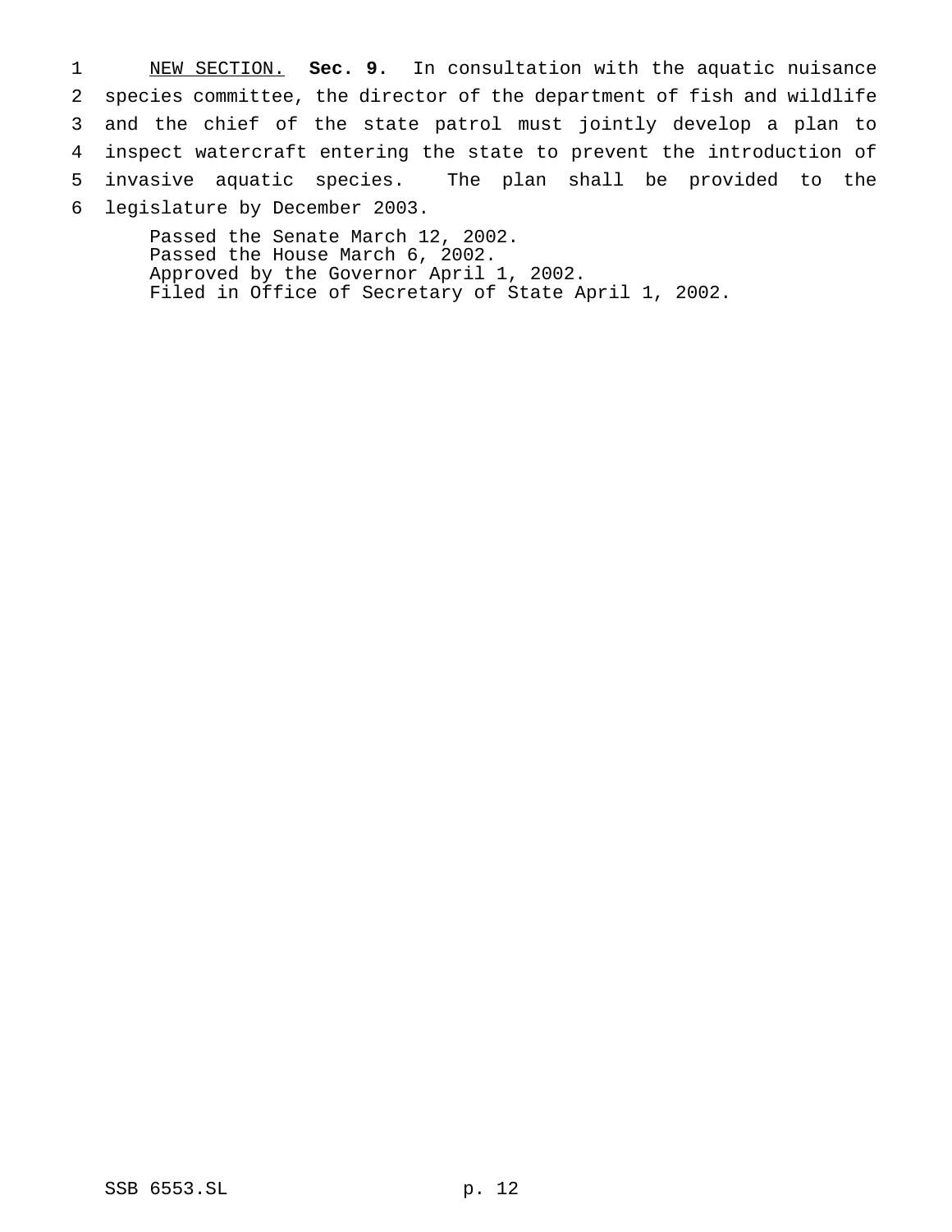NEW SECTION. **Sec. 9.** In consultation with the aquatic nuisance species committee, the director of the department of fish and wildlife and the chief of the state patrol must jointly develop a plan to inspect watercraft entering the state to prevent the introduction of invasive aquatic species. The plan shall be provided to the legislature by December 2003.

Passed the Senate March 12, 2002.
Passed the House March 6, 2002.
Approved by the Governor April 1, 2002.
Filed in Office of Secretary of State April 1, 2002.